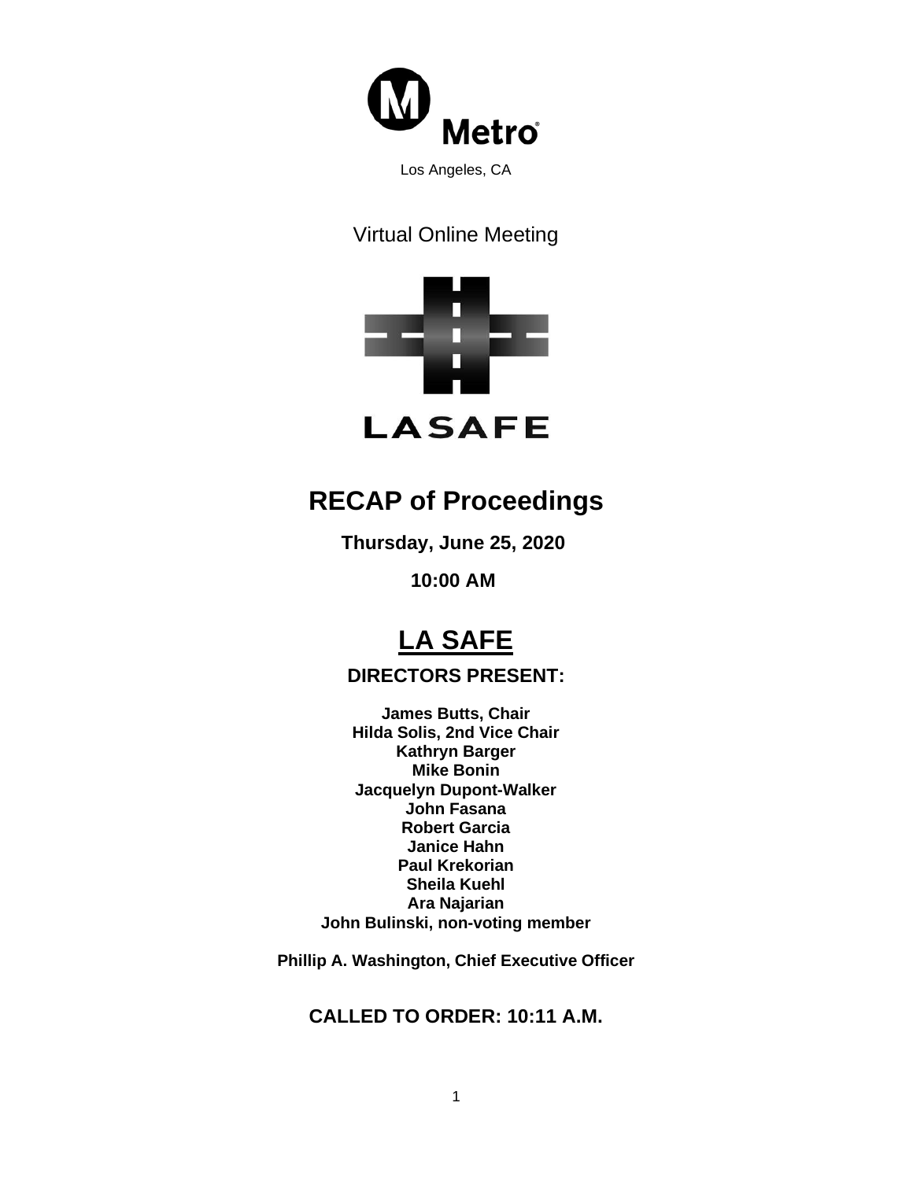Metro

Los Angeles, CA

Virtual Online Meeting

LASAFE

# RECAP of Proceedings

**Thursday, June 25, 2020**

**10:00 AM**

## LA SAFE

### DIRECTORS PRESENT:

**James Butts, Chair**
**Hilda Solis, 2nd Vice Chair**
**Kathryn Barger**
**Mike Bonin**
**Jacquelyn Dupont-Walker**
**John Fasana**
**Robert Garcia**
**Janice Hahn**
**Paul Krekorian**
**Sheila Kuehl**
**Ara Najarian**
**John Bulinski, non-voting member**

**Phillip A. Washington, Chief Executive Officer**

### CALLED TO ORDER: 10:11 A.M.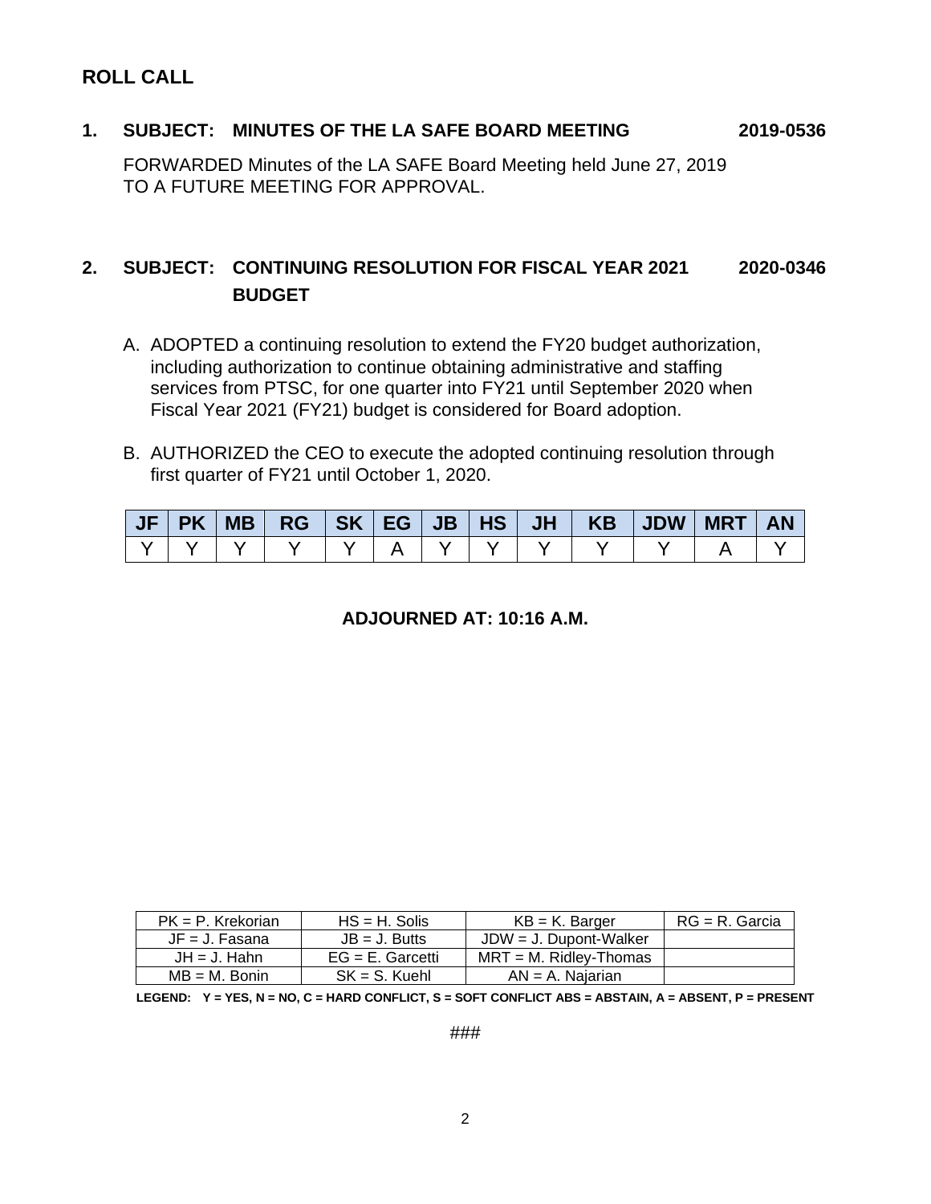## ROLL CALL

**1. SUBJECT: MINUTES OF THE LA SAFE BOARD MEETING 2019-0536**

FORWARDED Minutes of the LA SAFE Board Meeting held June 27, 2019 TO A FUTURE MEETING FOR APPROVAL.

**2. SUBJECT: CONTINUING RESOLUTION FOR FISCAL YEAR 2021 BUDGET 2020-0346**

A. ADOPTED a continuing resolution to extend the FY20 budget authorization, including authorization to continue obtaining administrative and staffing services from PTSC, for one quarter into FY21 until September 2020 when Fiscal Year 2021 (FY21) budget is considered for Board adoption.

B. AUTHORIZED the CEO to execute the adopted continuing resolution through first quarter of FY21 until October 1, 2020.

| JF | PK | MB | RG | SK | EG | JB | HS | JH | KB | JDW | MRT | AN |
|---|---|---|---|---|---|---|---|---|---|---|---|---|
| Y | Y | Y | Y | Y | A | Y | Y | Y | Y | Y | A | Y |

**ADJOURNED AT: 10:16 A.M.**

| | | | |
|---|---|---|---|
| PK = P. Krekorian | HS = H. Solis | KB = K. Barger | RG = R. Garcia |
| JF = J. Fasana | JB = J. Butts | JDW = J. Dupont-Walker | |
| JH = J. Hahn | EG = E. Garcetti | MRT = M. Ridley-Thomas | |
| MB = M. Bonin | SK = S. Kuehl | AN = A. Najarian | |

**LEGEND: Y = YES, N = NO, C = HARD CONFLICT, S = SOFT CONFLICT ABS = ABSTAIN, A = ABSENT, P = PRESENT**

###